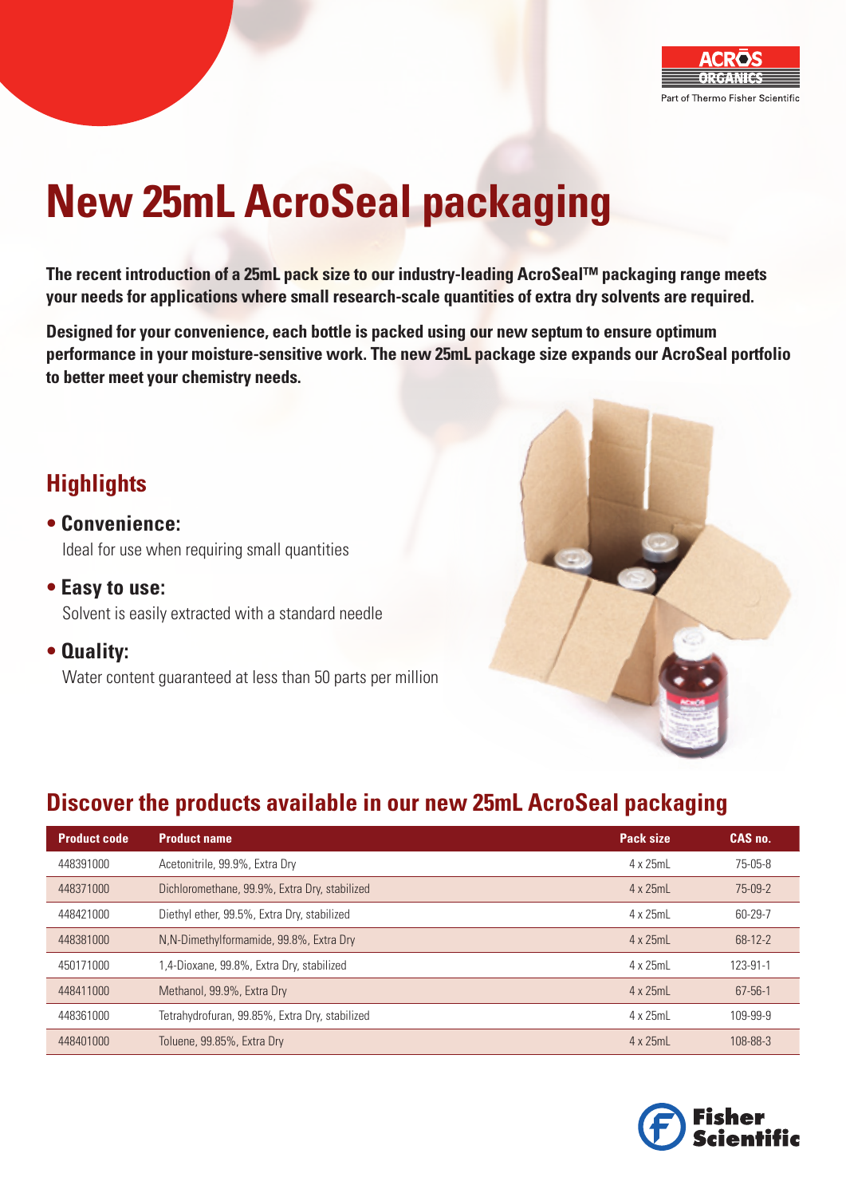ACROS ORGANICS
Part of Thermo Fisher Scientific

# New 25mL AcroSeal packaging

**The recent introduction of a 25mL pack size to our industry-leading AcroSeal™ packaging range meets your needs for applications where small research-scale quantities of extra dry solvents are required.**

**Designed for your convenience, each bottle is packed using our new septum to ensure optimum performance in your moisture-sensitive work. The new 25mL package size expands our AcroSeal portfolio to better meet your chemistry needs.**

## Highlights

- **Convenience:**
  Ideal for use when requiring small quantities
- **Easy to use:**
  Solvent is easily extracted with a standard needle
- **Quality:**
  Water content guaranteed at less than 50 parts per million

## Discover the products available in our new 25mL AcroSeal packaging

| Product code | Product name | Pack size | CAS no. |
|---|---|---|---|
| 448391000 | Acetonitrile, 99.9%, Extra Dry | 4 x 25mL | 75-05-8 |
| 448371000 | Dichloromethane, 99.9%, Extra Dry, stabilized | 4 x 25mL | 75-09-2 |
| 448421000 | Diethyl ether, 99.5%, Extra Dry, stabilized | 4 x 25mL | 60-29-7 |
| 448381000 | N,N-Dimethylformamide, 99.8%, Extra Dry | 4 x 25mL | 68-12-2 |
| 450171000 | 1,4-Dioxane, 99.8%, Extra Dry, stabilized | 4 x 25mL | 123-91-1 |
| 448411000 | Methanol, 99.9%, Extra Dry | 4 x 25mL | 67-56-1 |
| 448361000 | Tetrahydrofuran, 99.85%, Extra Dry, stabilized | 4 x 25mL | 109-99-9 |
| 448401000 | Toluene, 99.85%, Extra Dry | 4 x 25mL | 108-88-3 |

Fisher Scientific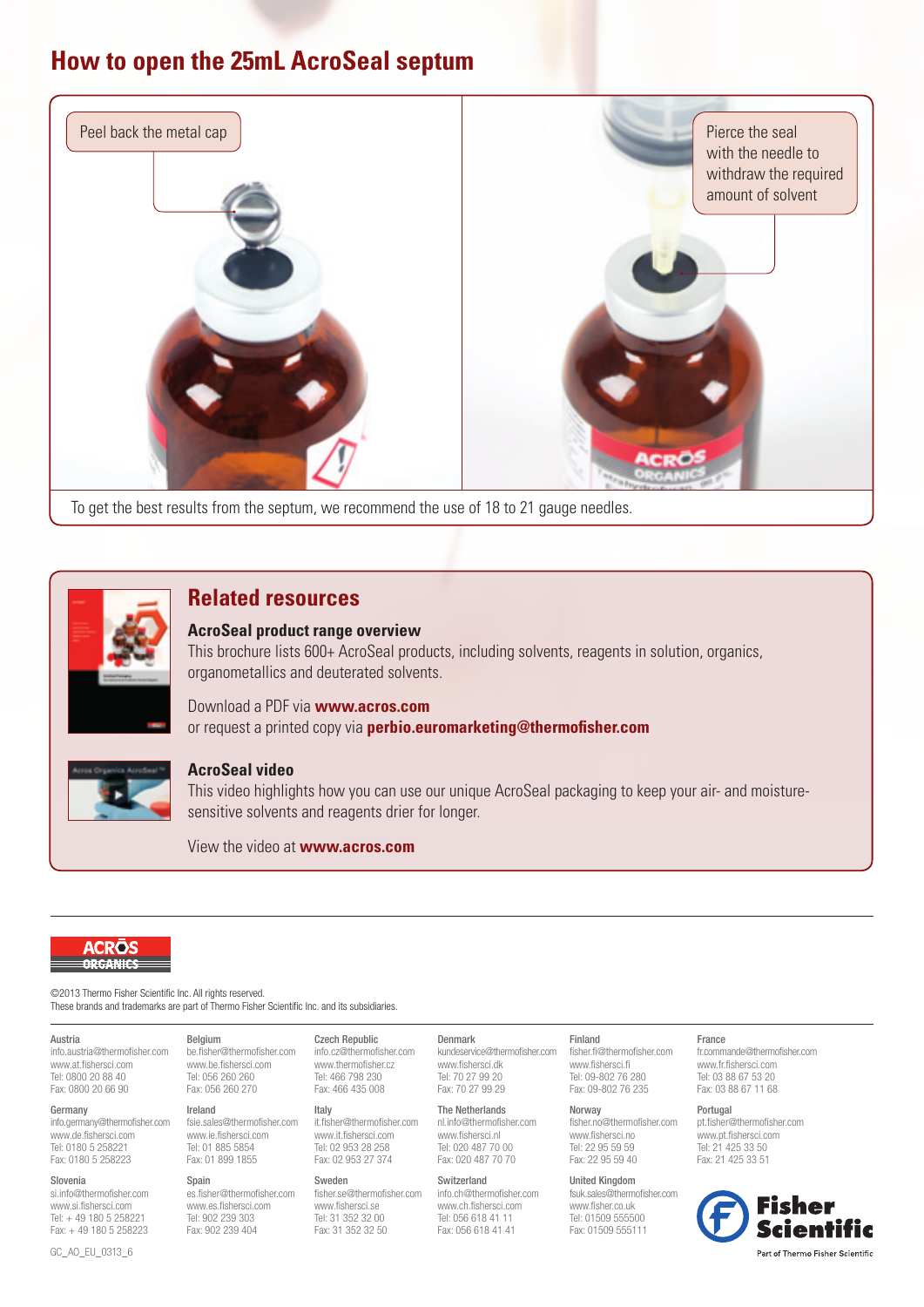## How to open the 25mL AcroSeal septum

Peel back the metal cap

Pierce the seal with the needle to withdraw the required amount of solvent

To get the best results from the septum, we recommend the use of 18 to 21 gauge needles.

## Related resources

**AcroSeal product range overview**

This brochure lists 600+ AcroSeal products, including solvents, reagents in solution, organics, organometallics and deuterated solvents.

Download a PDF via **www.acros.com**
or request a printed copy via **perbio.euromarketing@thermofisher.com**

**AcroSeal video**

This video highlights how you can use our unique AcroSeal packaging to keep your air- and moisture-sensitive solvents and reagents drier for longer.

View the video at **www.acros.com**

ACROS ORGANICS

©2013 Thermo Fisher Scientific Inc. All rights reserved.
These brands and trademarks are part of Thermo Fisher Scientific Inc. and its subsidiaries.

**Austria**
info.austria@thermofisher.com
www.at.fishersci.com
Tel: 0800 20 88 40
Fax: 0800 20 66 90

**Belgium**
be.fisher@thermofisher.com
www.be.fishersci.com
Tel: 056 260 260
Fax: 056 260 270

**Czech Republic**
info.cz@thermofisher.com
www.thermofisher.cz
Tel: 466 798 230
Fax: 466 435 008

**Denmark**
kundeservice@thermofisher.com
www.fishersci.dk
Tel: 70 27 99 20
Fax: 70 27 99 29

**Finland**
fisher.fi@thermofisher.com
www.fishersci.fi
Tel: 09-802 76 280
Fax: 09-802 76 235

**France**
fr.commande@thermofisher.com
www.fr.fishersci.com
Tel: 03 88 67 53 20
Fax: 03 88 67 11 68

**Germany**
info.germany@thermofisher.com
www.de.fishersci.com
Tel: 0180 5 258221
Fax: 0180 5 258223

**Ireland**
fsie.sales@thermofisher.com
www.ie.fishersci.com
Tel: 01 885 5854
Fax: 01 899 1855

**Italy**
it.fisher@thermofisher.com
www.it.fishersci.com
Tel: 02 953 28 258
Fax: 02 953 27 374

**The Netherlands**
nl.info@thermofisher.com
www.fishersci.nl
Tel: 020 487 70 00
Fax: 020 487 70 70

**Norway**
fisher.no@thermofisher.com
www.fishersci.no
Tel: 22 95 59 59
Fax: 22 95 59 40

**Portugal**
pt.fisher@thermofisher.com
www.pt.fishersci.com
Tel: 21 425 33 50
Fax: 21 425 33 51

**Slovenia**
si.info@thermofisher.com
www.si.fishersci.com
Tel: + 49 180 5 258221
Fax: + 49 180 5 258223

**Spain**
es.fisher@thermofisher.com
www.es.fishersci.com
Tel: 902 239 303
Fax: 902 239 404

**Sweden**
fisher.se@thermofisher.com
www.fishersci.se
Tel: 31 352 32 00
Fax: 31 352 32 50

**Switzerland**
info.ch@thermofisher.com
www.ch.fishersci.com
Tel: 056 618 41 11
Fax: 056 618 41 41

**United Kingdom**
fsuk.sales@thermofisher.com
www.fisher.co.uk
Tel: 01509 555500
Fax: 01509 555111

Fisher Scientific
Part of Thermo Fisher Scientific

GC_AO_EU_0313_6